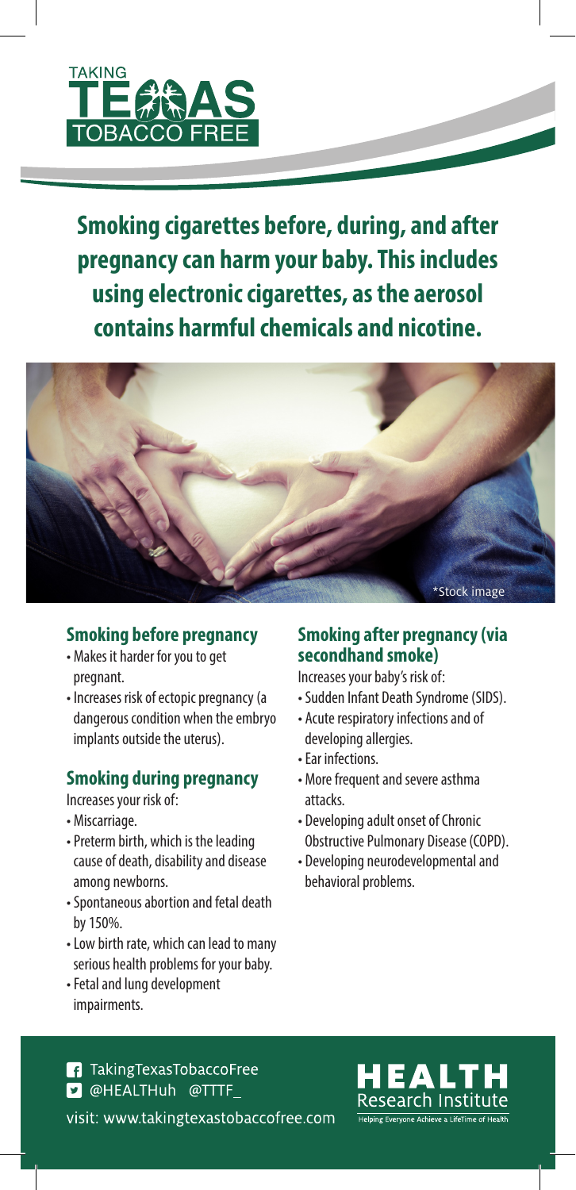TAKING TEXAS TOBACCO FREE

## Smoking cigarettes before, during, and after pregnancy can harm your baby. This includes using electronic cigarettes, as the aerosol contains harmful chemicals and nicotine.

*Stock image

### Smoking before pregnancy

- Makes it harder for you to get pregnant.
- Increases risk of ectopic pregnancy (a dangerous condition when the embryo implants outside the uterus).

### Smoking during pregnancy

Increases your risk of:

- Miscarriage.
- Preterm birth, which is the leading cause of death, disability and disease among newborns.
- Spontaneous abortion and fetal death by 150%.
- Low birth rate, which can lead to many serious health problems for your baby.
- Fetal and lung development impairments.

### Smoking after pregnancy (via secondhand smoke)

Increases your baby's risk of:

- Sudden Infant Death Syndrome (SIDS).
- Acute respiratory infections and of developing allergies.
- Ear infections.
- More frequent and severe asthma attacks.
- Developing adult onset of Chronic Obstructive Pulmonary Disease (COPD).
- Developing neurodevelopmental and behavioral problems.

TakingTexasTobaccoFree
@HEALTHuh @TTTF_

visit: www.takingtexastobaccofree.com

HEALTH Research Institute
Helping Everyone Achieve a LifeTime of Health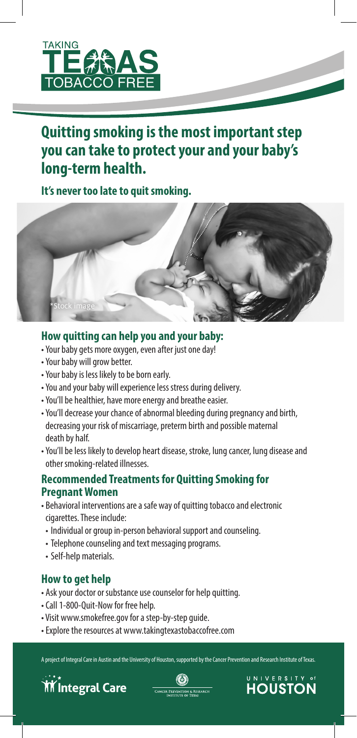TAKING TEXAS TOBACCO FREE

# Quitting smoking is the most important step you can take to protect your and your baby's long-term health.

**It's never too late to quit smoking.**

*Stock image

## How quitting can help you and your baby:

- Your baby gets more oxygen, even after just one day!
- Your baby will grow better.
- Your baby is less likely to be born early.
- You and your baby will experience less stress during delivery.
- You'll be healthier, have more energy and breathe easier.
- You'll decrease your chance of abnormal bleeding during pregnancy and birth, decreasing your risk of miscarriage, preterm birth and possible maternal death by half.
- You'll be less likely to develop heart disease, stroke, lung cancer, lung disease and other smoking-related illnesses.

## Recommended Treatments for Quitting Smoking for Pregnant Women

- Behavioral interventions are a safe way of quitting tobacco and electronic cigarettes. These include:
  - Individual or group in-person behavioral support and counseling.
  - Telephone counseling and text messaging programs.
  - Self-help materials.

## How to get help

- Ask your doctor or substance use counselor for help quitting.
- Call 1-800-Quit-Now for free help.
- Visit www.smokefree.gov for a step-by-step guide.
- Explore the resources at www.takingtexastobaccofree.com

A project of Integral Care in Austin and the University of Houston, supported by the Cancer Prevention and Research Institute of Texas.

Integral Care | Cancer Prevention & Research Institute of Texas | University of Houston